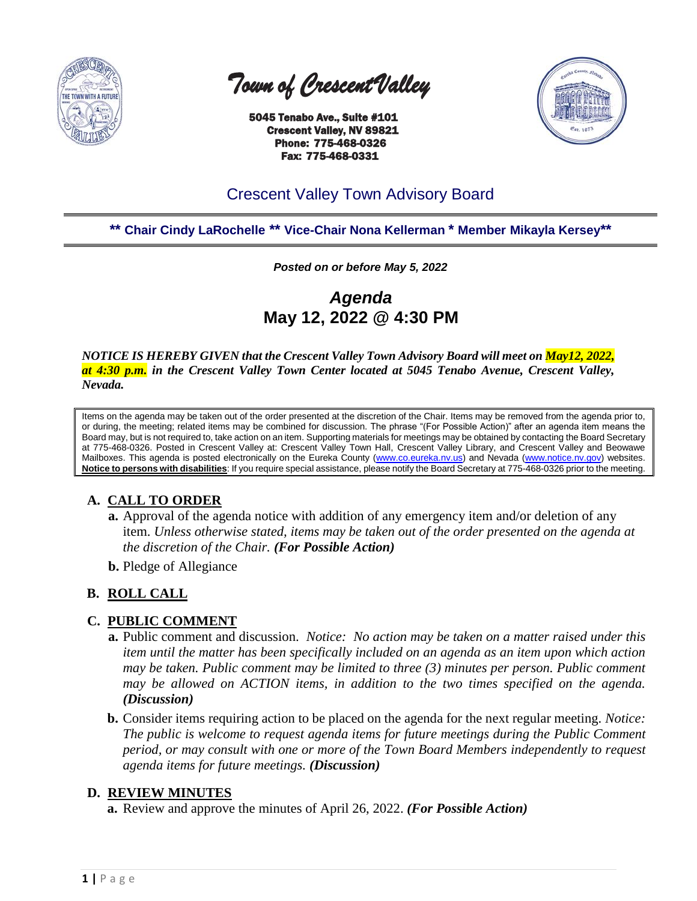# *Town of Crescent Valley*

**5045 Tenabo Ave., Suite #101**
**Crescent Valley, NV 89821**
**Phone: 775-468-0326**
**Fax: 775-468-0331**

## Crescent Valley Town Advisory Board

**\*\* Chair Cindy LaRochelle \*\* Vice-Chair Nona Kellerman \* Member Mikayla Kersey\*\***

***Posted on or before May 5, 2022***

# *Agenda*
# May 12, 2022 @ 4:30 PM

***NOTICE IS HEREBY GIVEN that the Crescent Valley Town Advisory Board will meet on May12, 2022, at 4:30 p.m. in the Crescent Valley Town Center located at 5045 Tenabo Avenue, Crescent Valley, Nevada.***

Items on the agenda may be taken out of the order presented at the discretion of the Chair. Items may be removed from the agenda prior to, or during, the meeting; related items may be combined for discussion. The phrase "(For Possible Action)" after an agenda item means the Board may, but is not required to, take action on an item. Supporting materials for meetings may be obtained by contacting the Board Secretary at 775-468-0326. Posted in Crescent Valley at: Crescent Valley Town Hall, Crescent Valley Library, and Crescent Valley and Beowawe Mailboxes. This agenda is posted electronically on the Eureka County (www.co.eureka.nv.us) and Nevada (www.notice.nv.gov) websites. **Notice to persons with disabilities**: If you require special assistance, please notify the Board Secretary at 775-468-0326 prior to the meeting.

## A. CALL TO ORDER

**a.** Approval of the agenda notice with addition of any emergency item and/or deletion of any item. *Unless otherwise stated, items may be taken out of the order presented on the agenda at the discretion of the Chair.* ***(For Possible Action)***

**b.** Pledge of Allegiance

## B. ROLL CALL

## C. PUBLIC COMMENT

**a.** Public comment and discussion. *Notice: No action may be taken on a matter raised under this item until the matter has been specifically included on an agenda as an item upon which action may be taken. Public comment may be limited to three (3) minutes per person. Public comment may be allowed on ACTION items, in addition to the two times specified on the agenda.* ***(Discussion)***

**b.** Consider items requiring action to be placed on the agenda for the next regular meeting. *Notice: The public is welcome to request agenda items for future meetings during the Public Comment period, or may consult with one or more of the Town Board Members independently to request agenda items for future meetings.* ***(Discussion)***

## D. REVIEW MINUTES

**a.** Review and approve the minutes of April 26, 2022. ***(For Possible Action)***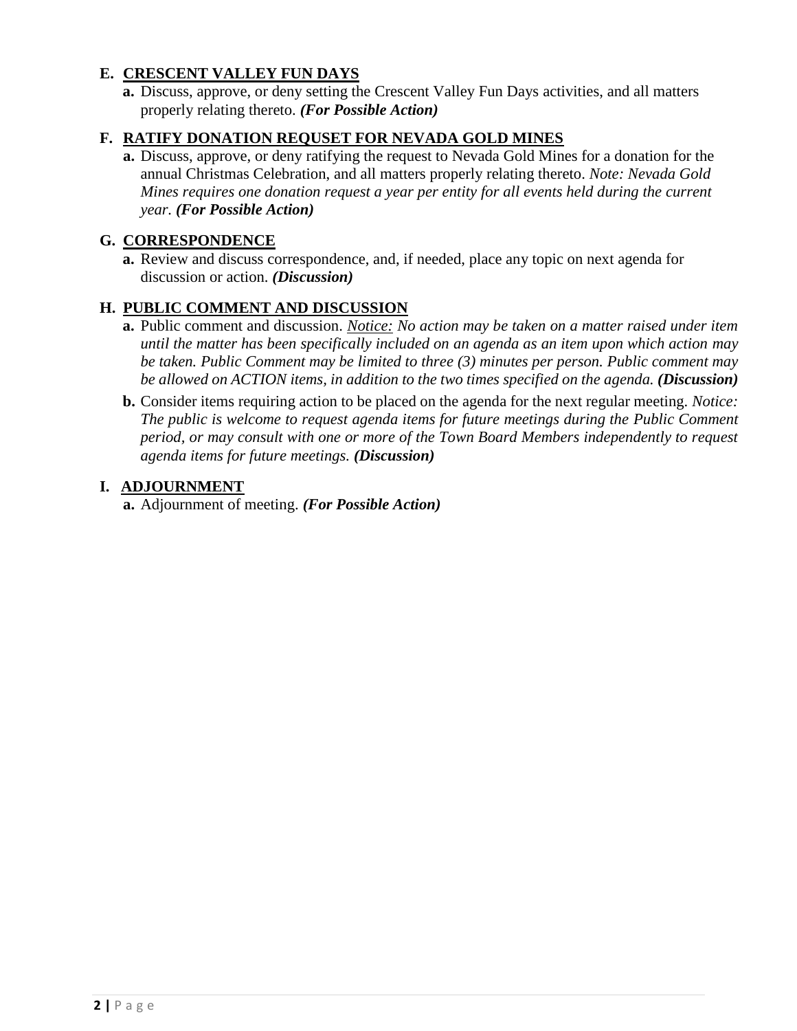**E. CRESCENT VALLEY FUN DAYS**

- **a.** Discuss, approve, or deny setting the Crescent Valley Fun Days activities, and all matters properly relating thereto. ***(For Possible Action)***

**F. RATIFY DONATION REQUSET FOR NEVADA GOLD MINES**

- **a.** Discuss, approve, or deny ratifying the request to Nevada Gold Mines for a donation for the annual Christmas Celebration, and all matters properly relating thereto. *Note: Nevada Gold Mines requires one donation request a year per entity for all events held during the current year.* ***(For Possible Action)***

**G. CORRESPONDENCE**

- **a.** Review and discuss correspondence, and, if needed, place any topic on next agenda for discussion or action. ***(Discussion)***

**H. PUBLIC COMMENT AND DISCUSSION**

- **a.** Public comment and discussion. *Notice: No action may be taken on a matter raised under item until the matter has been specifically included on an agenda as an item upon which action may be taken. Public Comment may be limited to three (3) minutes per person. Public comment may be allowed on ACTION items, in addition to the two times specified on the agenda.* ***(Discussion)***
- **b.** Consider items requiring action to be placed on the agenda for the next regular meeting. *Notice: The public is welcome to request agenda items for future meetings during the Public Comment period, or may consult with one or more of the Town Board Members independently to request agenda items for future meetings.* ***(Discussion)***

**I. ADJOURNMENT**

- **a.** Adjournment of meeting. ***(For Possible Action)***